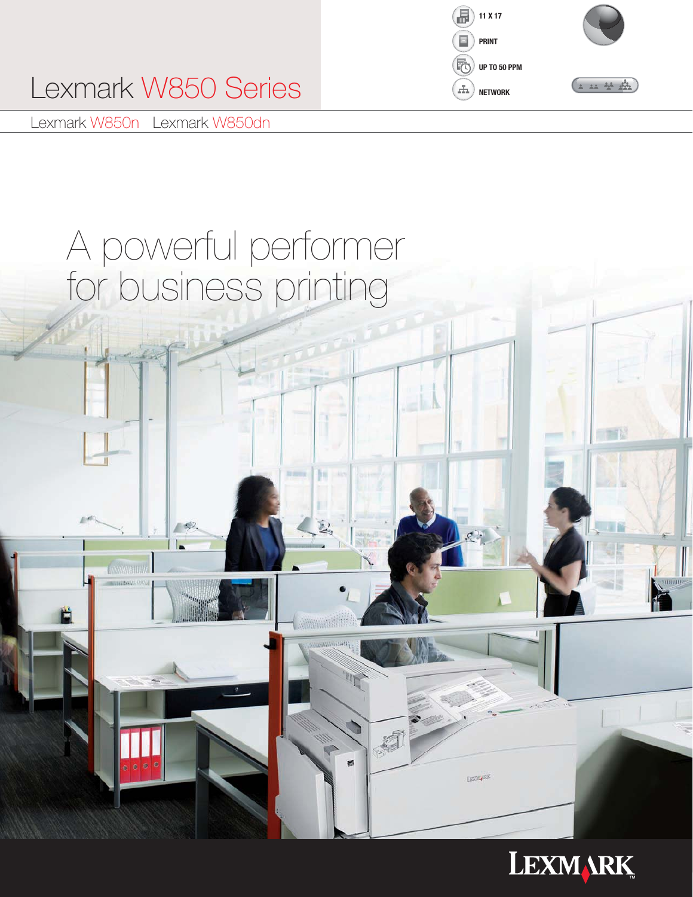# Lexmark W850 Series

Lexmark W850n Lexmark W850dn

- 11 X 17
- PRINT
- UP TO 50 PPM
- NETWORK

## A powerful performer for business printing

LEXMARK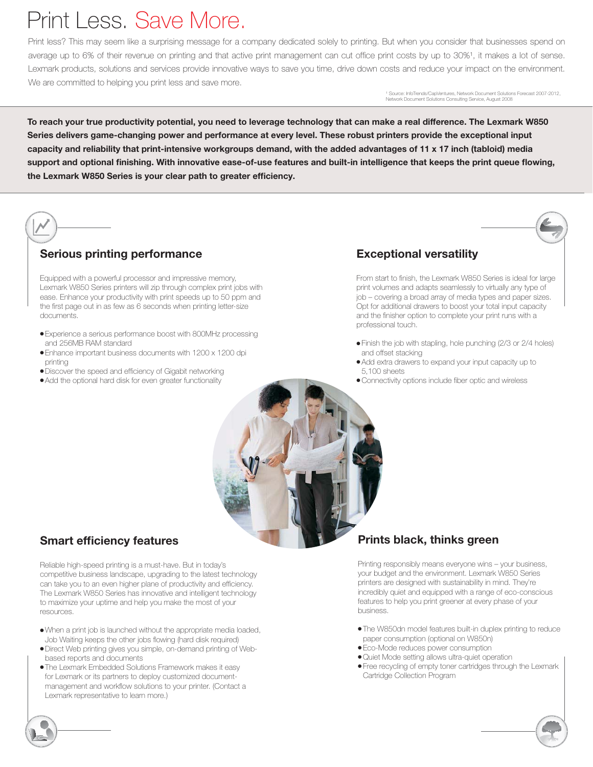# Print Less. Save More.

Print less? This may seem like a surprising message for a company dedicated solely to printing. But when you consider that businesses spend on average up to 6% of their revenue on printing and that active print management can cut office print costs by up to 30%[1], it makes a lot of sense. Lexmark products, solutions and services provide innovative ways to save you time, drive down costs and reduce your impact on the environment. We are committed to helping you print less and save more.

[1] Source: InfoTrends/CapVentures, Network Document Solutions Forecast 2007-2012, Network Document Solutions Consulting Service, August 2008

**To reach your true productivity potential, you need to leverage technology that can make a real difference. The Lexmark W850 Series delivers game-changing power and performance at every level. These robust printers provide the exceptional input capacity and reliability that print-intensive workgroups demand, with the added advantages of 11 x 17 inch (tabloid) media support and optional finishing. With innovative ease-of-use features and built-in intelligence that keeps the print queue flowing, the Lexmark W850 Series is your clear path to greater efficiency.**

## Serious printing performance

Equipped with a powerful processor and impressive memory, Lexmark W850 Series printers will zip through complex print jobs with ease. Enhance your productivity with print speeds up to 50 ppm and the first page out in as few as 6 seconds when printing letter-size documents.

- Experience a serious performance boost with 800MHz processing and 256MB RAM standard
- Enhance important business documents with 1200 x 1200 dpi printing
- Discover the speed and efficiency of Gigabit networking
- Add the optional hard disk for even greater functionality

## Exceptional versatility

From start to finish, the Lexmark W850 Series is ideal for large print volumes and adapts seamlessly to virtually any type of job – covering a broad array of media types and paper sizes. Opt for additional drawers to boost your total input capacity and the finisher option to complete your print runs with a professional touch.

- Finish the job with stapling, hole punching (2/3 or 2/4 holes) and offset stacking
- Add extra drawers to expand your input capacity up to 5,100 sheets
- Connectivity options include fiber optic and wireless

## Smart efficiency features

Reliable high-speed printing is a must-have. But in today's competitive business landscape, upgrading to the latest technology can take you to an even higher plane of productivity and efficiency. The Lexmark W850 Series has innovative and intelligent technology to maximize your uptime and help you make the most of your resources.

- When a print job is launched without the appropriate media loaded, Job Waiting keeps the other jobs flowing (hard disk required)
- Direct Web printing gives you simple, on-demand printing of Web-based reports and documents
- The Lexmark Embedded Solutions Framework makes it easy for Lexmark or its partners to deploy customized document-management and workflow solutions to your printer. (Contact a Lexmark representative to learn more.)

## Prints black, thinks green

Printing responsibly means everyone wins – your business, your budget and the environment. Lexmark W850 Series printers are designed with sustainability in mind. They're incredibly quiet and equipped with a range of eco-conscious features to help you print greener at every phase of your business.

- The W850dn model features built-in duplex printing to reduce paper consumption (optional on W850n)
- Eco-Mode reduces power consumption
- Quiet Mode setting allows ultra-quiet operation
- Free recycling of empty toner cartridges through the Lexmark Cartridge Collection Program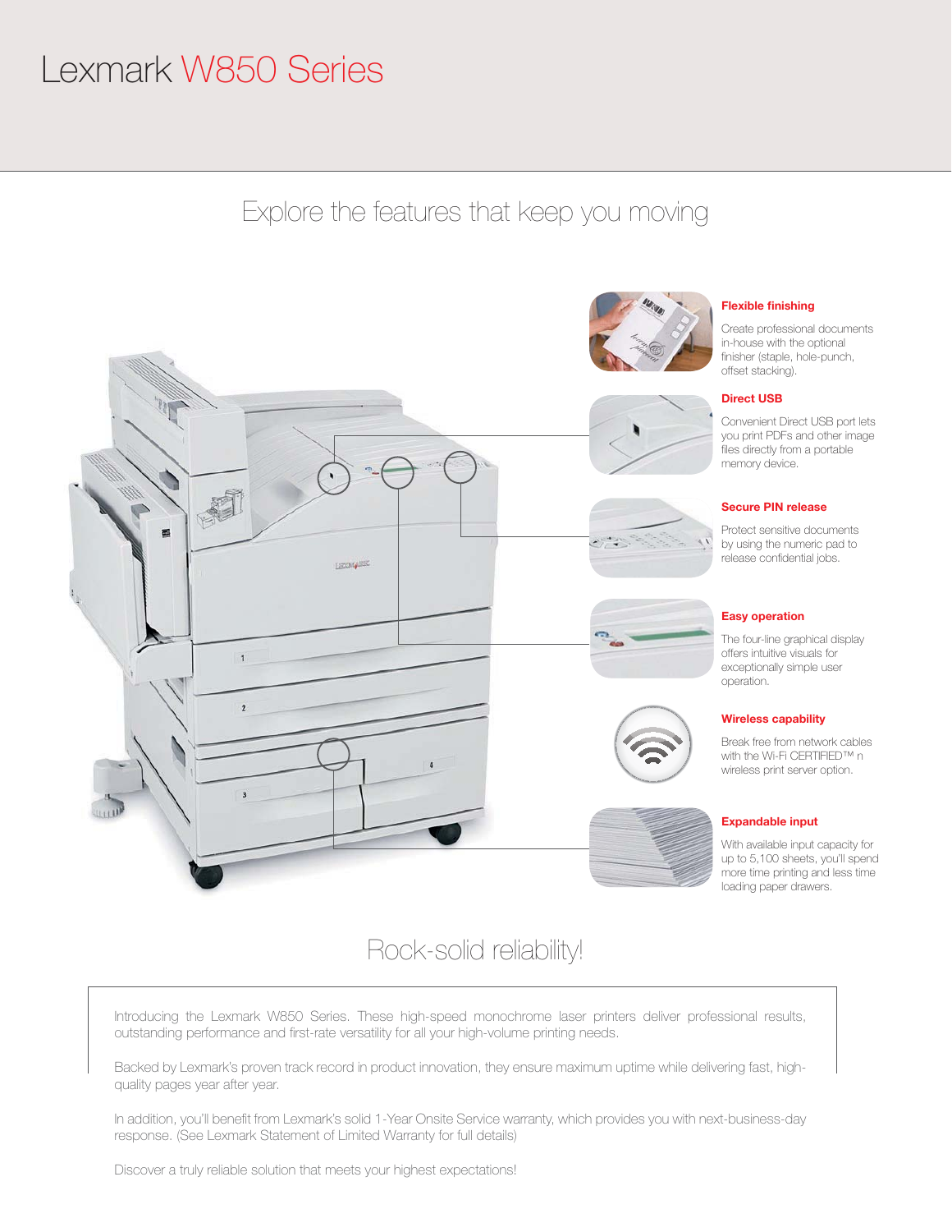# Lexmark W850 Series

## Explore the features that keep you moving

### Flexible finishing

Create professional documents in-house with the optional finisher (staple, hole-punch, offset stacking).

### Direct USB

Convenient Direct USB port lets you print PDFs and other image files directly from a portable memory device.

### Secure PIN release

Protect sensitive documents by using the numeric pad to release confidential jobs.

### Easy operation

The four-line graphical display offers intuitive visuals for exceptionally simple user operation.

### Wireless capability

Break free from network cables with the Wi-Fi CERTIFIED™ n wireless print server option.

### Expandable input

With available input capacity for up to 5,100 sheets, you'll spend more time printing and less time loading paper drawers.

## Rock-solid reliability!

Introducing the Lexmark W850 Series. These high-speed monochrome laser printers deliver professional results, outstanding performance and first-rate versatility for all your high-volume printing needs.

Backed by Lexmark's proven track record in product innovation, they ensure maximum uptime while delivering fast, high-quality pages year after year.

In addition, you'll benefit from Lexmark's solid 1-Year Onsite Service warranty, which provides you with next-business-day response. (See Lexmark Statement of Limited Warranty for full details)

Discover a truly reliable solution that meets your highest expectations!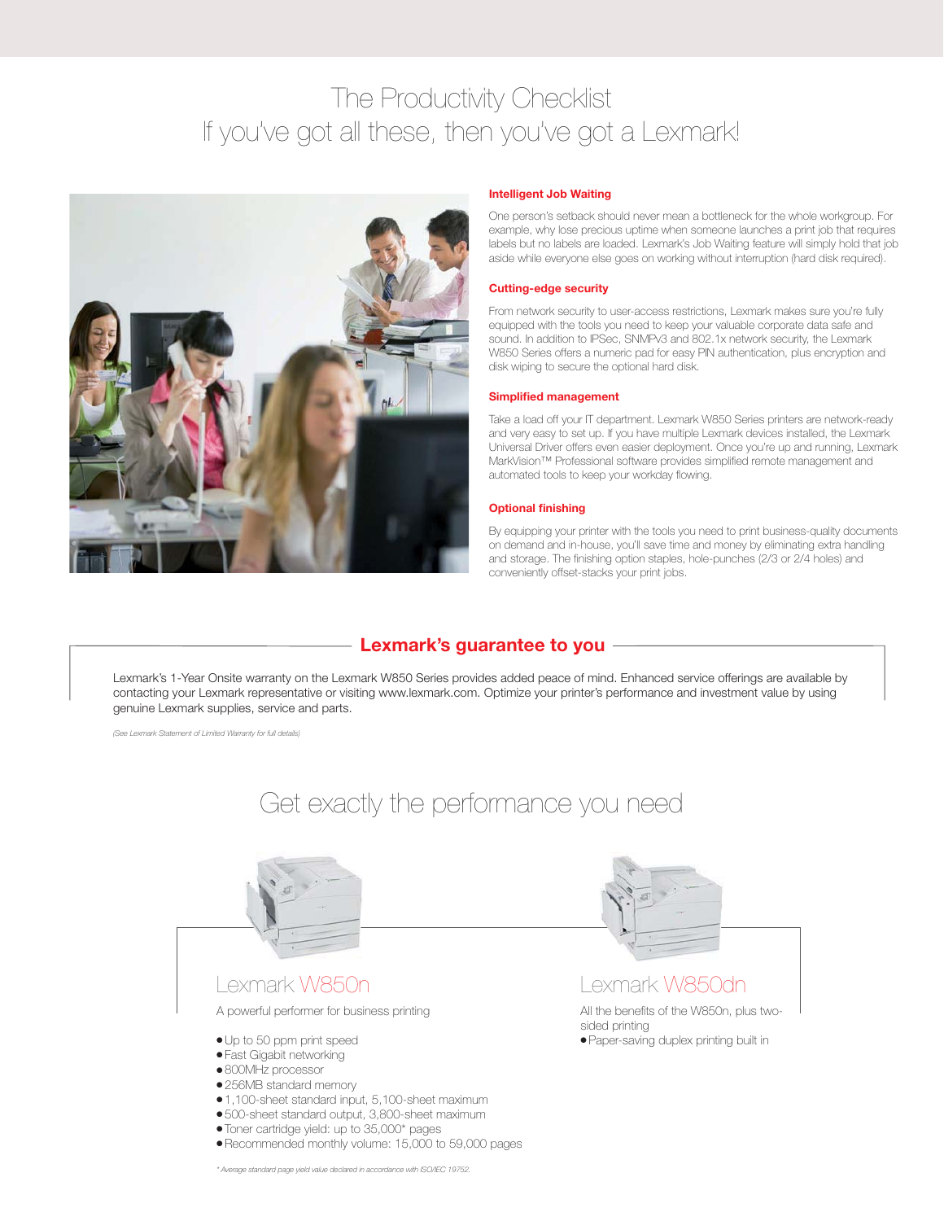# The Productivity Checklist
# If you've got all these, then you've got a Lexmark!

### Intelligent Job Waiting

One person's setback should never mean a bottleneck for the whole workgroup. For example, why lose precious uptime when someone launches a print job that requires labels but no labels are loaded. Lexmark's Job Waiting feature will simply hold that job aside while everyone else goes on working without interruption (hard disk required).

### Cutting-edge security

From network security to user-access restrictions, Lexmark makes sure you're fully equipped with the tools you need to keep your valuable corporate data safe and sound. In addition to IPSec, SNMPv3 and 802.1x network security, the Lexmark W850 Series offers a numeric pad for easy PIN authentication, plus encryption and disk wiping to secure the optional hard disk.

### Simplified management

Take a load off your IT department. Lexmark W850 Series printers are network-ready and very easy to set up. If you have multiple Lexmark devices installed, the Lexmark Universal Driver offers even easier deployment. Once you're up and running, Lexmark MarkVision™ Professional software provides simplified remote management and automated tools to keep your workday flowing.

### Optional finishing

By equipping your printer with the tools you need to print business-quality documents on demand and in-house, you'll save time and money by eliminating extra handling and storage. The finishing option staples, hole-punches (2/3 or 2/4 holes) and conveniently offset-stacks your print jobs.

## Lexmark's guarantee to you

Lexmark's 1-Year Onsite warranty on the Lexmark W850 Series provides added peace of mind. Enhanced service offerings are available by contacting your Lexmark representative or visiting www.lexmark.com. Optimize your printer's performance and investment value by using genuine Lexmark supplies, service and parts.

*(See Lexmark Statement of Limited Warranty for full details)*

# Get exactly the performance you need

## Lexmark W850n

A powerful performer for business printing

- Up to 50 ppm print speed
- Fast Gigabit networking
- 800MHz processor
- 256MB standard memory
- 1,100-sheet standard input, 5,100-sheet maximum
- 500-sheet standard output, 3,800-sheet maximum
- Toner cartridge yield: up to 35,000* pages
- Recommended monthly volume: 15,000 to 59,000 pages

## Lexmark W850dn

All the benefits of the W850n, plus two-sided printing

- Paper-saving duplex printing built in

*\* Average standard page yield value declared in accordance with ISO/IEC 19752.*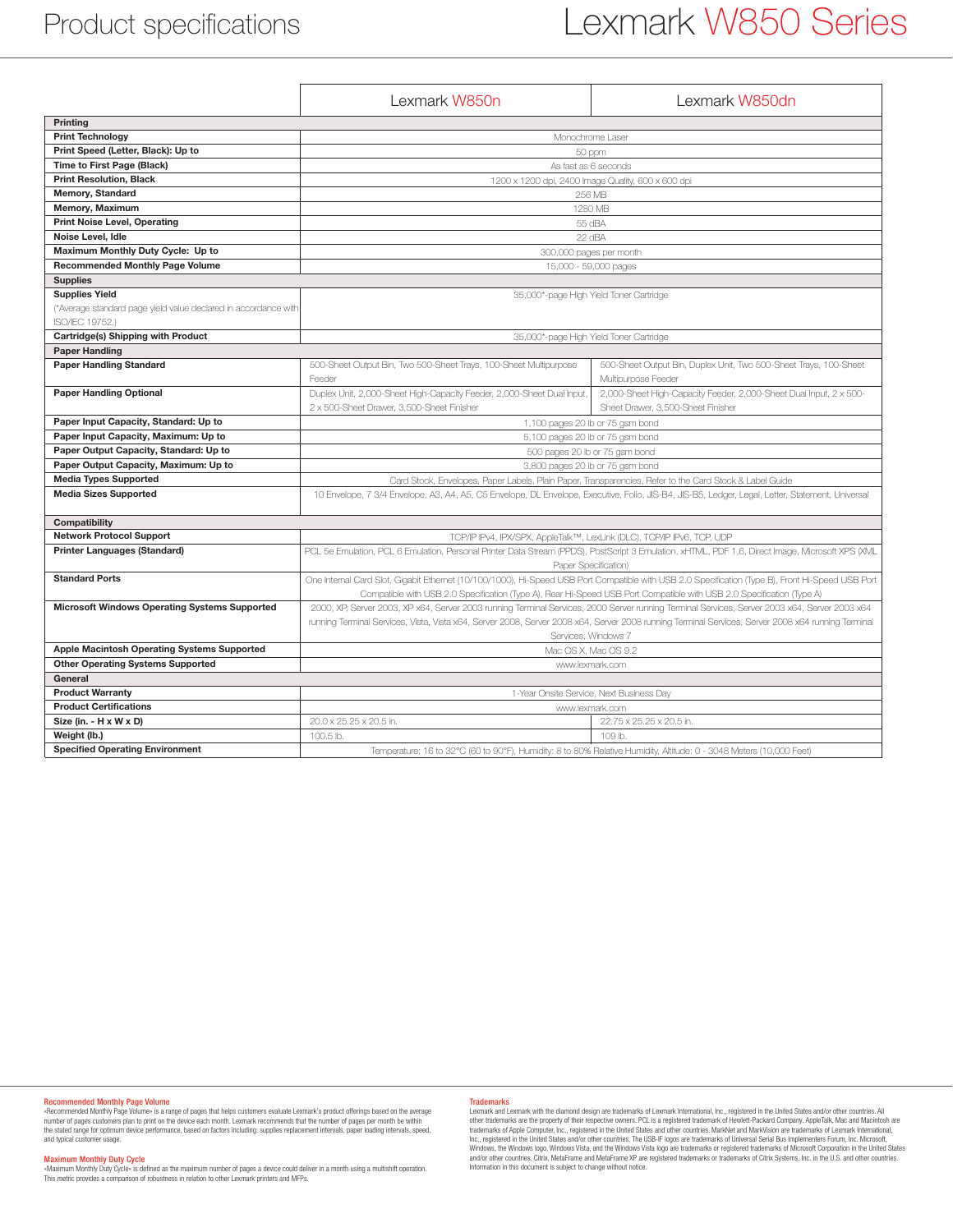# Product specifications

## Lexmark W850 Series

| | Lexmark W850n | Lexmark W850dn |
|---|---|---|
| **Printing** | | |
| **Print Technology** | Monochrome Laser | |
| **Print Speed (Letter, Black): Up to** | 50 ppm | |
| **Time to First Page (Black)** | As fast as 6 seconds | |
| **Print Resolution, Black** | 1200 x 1200 dpi, 2400 Image Quality, 600 x 600 dpi | |
| **Memory, Standard** | 256 MB | |
| **Memory, Maximum** | 1280 MB | |
| **Print Noise Level, Operating** | 55 dBA | |
| **Noise Level, Idle** | 22 dBA | |
| **Maximum Monthly Duty Cycle: Up to** | 300,000 pages per month | |
| **Recommended Monthly Page Volume** | 15,000 - 59,000 pages | |
| **Supplies** | | |
| **Supplies Yield** (*Average standard page yield value declared in accordance with ISO/IEC 19752.) | 35,000*-page High Yield Toner Cartridge | |
| **Cartridge(s) Shipping with Product** | 35,000*-page High Yield Toner Cartridge | |
| **Paper Handling** | | |
| **Paper Handling Standard** | 500-Sheet Output Bin, Two 500-Sheet Trays, 100-Sheet Multipurpose Feeder | 500-Sheet Output Bin, Duplex Unit, Two 500-Sheet Trays, 100-Sheet Multipurpose Feeder |
| **Paper Handling Optional** | Duplex Unit, 2,000-Sheet High-Capacity Feeder, 2,000-Sheet Dual Input, 2 x 500-Sheet Drawer, 3,500-Sheet Finisher | 2,000-Sheet High-Capacity Feeder, 2,000-Sheet Dual Input, 2 x 500-Sheet Drawer, 3,500-Sheet Finisher |
| **Paper Input Capacity, Standard: Up to** | 1,100 pages 20 lb or 75 gsm bond | |
| **Paper Input Capacity, Maximum: Up to** | 5,100 pages 20 lb or 75 gsm bond | |
| **Paper Output Capacity, Standard: Up to** | 500 pages 20 lb or 75 gsm bond | |
| **Paper Output Capacity, Maximum: Up to** | 3,800 pages 20 lb or 75 gsm bond | |
| **Media Types Supported** | Card Stock, Envelopes, Paper Labels, Plain Paper, Transparencies, Refer to the Card Stock & Label Guide | |
| **Media Sizes Supported** | 10 Envelope, 7 3/4 Envelope, A3, A4, A5, C5 Envelope, DL Envelope, Executive, Folio, JIS-B4, JIS-B5, Ledger, Legal, Letter, Statement, Universal | |
| **Compatibility** | | |
| **Network Protocol Support** | TCP/IP IPv4, IPX/SPX, AppleTalk™, LexLink (DLC), TCP/IP IPv6, TCP, UDP | |
| **Printer Languages (Standard)** | PCL 5e Emulation, PCL 6 Emulation, Personal Printer Data Stream (PPDS), PostScript 3 Emulation, xHTML, PDF 1.6, Direct Image, Microsoft XPS (XML Paper Specification) | |
| **Standard Ports** | One Internal Card Slot, Gigabit Ethernet (10/100/1000), Hi-Speed USB Port Compatible with USB 2.0 Specification (Type B), Front Hi-Speed USB Port Compatible with USB 2.0 Specification (Type A), Rear Hi-Speed USB Port Compatible with USB 2.0 Specification (Type A) | |
| **Microsoft Windows Operating Systems Supported** | 2000, XP, Server 2003, XP x64, Server 2003 running Terminal Services, 2000 Server running Terminal Services, Server 2003 x64, Server 2003 x64 running Terminal Services, Vista, Vista x64, Server 2008, Server 2008 x64, Server 2008 running Terminal Services, Server 2008 x64 running Terminal Services, Windows 7 | |
| **Apple Macintosh Operating Systems Supported** | Mac OS X, Mac OS 9.2 | |
| **Other Operating Systems Supported** | www.lexmark.com | |
| **General** | | |
| **Product Warranty** | 1-Year Onsite Service, Next Business Day | |
| **Product Certifications** | www.lexmark.com | |
| **Size (in. - H x W x D)** | 20.0 x 25.25 x 20.5 in. | 22.75 x 25.25 x 20.5 in. |
| **Weight (lb.)** | 100.5 lb. | 109 lb. |
| **Specified Operating Environment** | Temperature: 16 to 32°C (60 to 90°F), Humidity: 8 to 80% Relative Humidity, Altitude: 0 - 3048 Meters (10,000 Feet) | |

**Recommended Monthly Page Volume**
«Recommended Monthly Page Volume» is a range of pages that helps customers evaluate Lexmark's product offerings based on the average number of pages customers plan to print on the device each month. Lexmark recommends that the number of pages per month be within the stated range for optimum device performance, based on factors including: supplies replacement intervals, paper loading intervals, speed, and typical customer usage.

**Maximum Monthly Duty Cycle**
«Maximum Monthly Duty Cycle» is defined as the maximum number of pages a device could deliver in a month using a multishift operation. This metric provides a comparison of robustness in relation to other Lexmark printers and MFPs.

**Trademarks**
Lexmark and Lexmark with the diamond design are trademarks of Lexmark International, Inc., registered in the United States and/or other countries. All other trademarks are the property of their respective owners. PCL is a registered trademark of Hewlett-Packard Company. AppleTalk, Mac and Macintosh are trademarks of Apple Computer, Inc., registered in the United States and other countries. MarkNet and MarkVision are trademarks of Lexmark International, Inc., registered in the United States and/or other countries. The USB-IF logos are trademarks of Universal Serial Bus Implementers Forum, Inc. Microsoft, Windows, the Windows logo, Windows Vista, and the Windows Vista logo are trademarks or registered trademarks of Microsoft Corporation in the United States and/or other countries. Citrix, MetaFrame and MetaFrame XP are registered trademarks or trademarks of Citrix Systems, Inc. in the U.S. and other countries. Information in this document is subject to change without notice.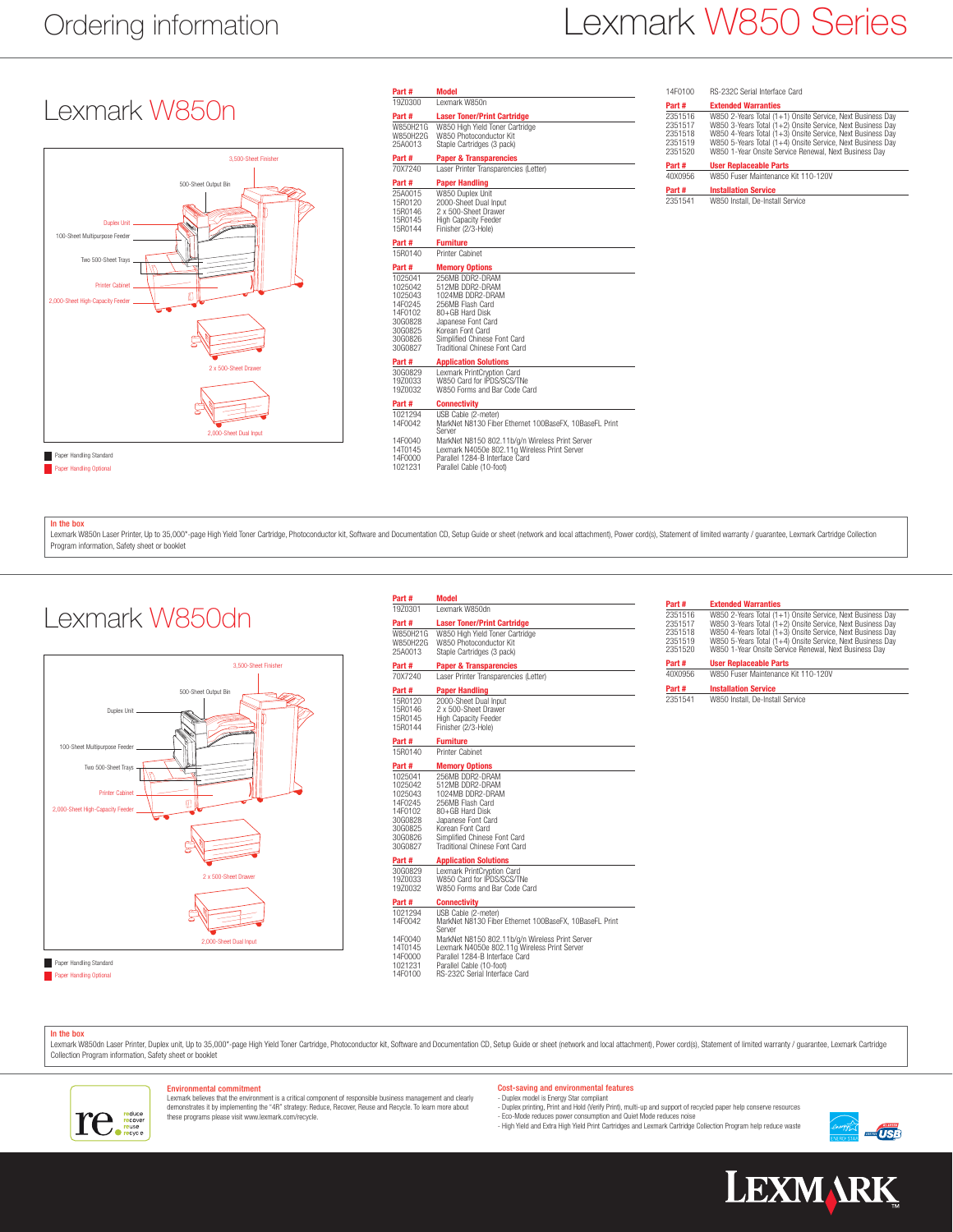# Ordering information

# Lexmark W850 Series

## Lexmark W850n

3,500-Sheet Finisher
500-Sheet Output Bin
Duplex Unit
100-Sheet Multipurpose Feeder
Two 500-Sheet Trays
Printer Cabinet
2,000-Sheet High-Capacity Feeder
2 x 500-Sheet Drawer
2,000-Sheet Dual Input

Paper Handling Standard
Paper Handling Optional

| Part # | Model |
|---|---|
| 19Z0300 | Lexmark W850n |

| Part # | Laser Toner/Print Cartridge |
|---|---|
| W850H21G | W850 High Yield Toner Cartridge |
| W850H22G | W850 Photoconductor Kit |
| 25A0013 | Staple Cartridges (3 pack) |

| Part # | Paper & Transparencies |
|---|---|
| 70X7240 | Laser Printer Transparencies (Letter) |

| Part # | Paper Handling |
|---|---|
| 25A0015 | W850 Duplex Unit |
| 15R0120 | 2000-Sheet Dual Input |
| 15R0146 | 2 x 500-Sheet Drawer |
| 15R0145 | High Capacity Feeder |
| 15R0144 | Finisher (2/3-Hole) |

| Part # | Furniture |
|---|---|
| 15R0140 | Printer Cabinet |

| Part # | Memory Options |
|---|---|
| 1025041 | 256MB DDR2-DRAM |
| 1025042 | 512MB DDR2-DRAM |
| 1025043 | 1024MB DDR2-DRAM |
| 14F0245 | 256MB Flash Card |
| 14F0102 | 80+GB Hard Disk |
| 30G0828 | Japanese Font Card |
| 30G0825 | Korean Font Card |
| 30G0826 | Simplified Chinese Font Card |
| 30G0827 | Traditional Chinese Font Card |

| Part # | Application Solutions |
|---|---|
| 30G0829 | Lexmark PrintCryption Card |
| 19Z0033 | W850 Card for IPDS/SCS/TNe |
| 19Z0032 | W850 Forms and Bar Code Card |

| Part # | Connectivity |
|---|---|
| 1021294 | USB Cable (2-meter) |
| 14F0042 | MarkNet N8130 Fiber Ethernet 100BaseFX, 10BaseFL Print Server |
| 14F0040 | MarkNet N8150 802.11b/g/n Wireless Print Server |
| 14T0145 | Lexmark N4050e 802.11g Wireless Print Server |
| 14F0000 | Parallel 1284-B Interface Card |
| 1021231 | Parallel Cable (10-foot) |
| 14F0100 | RS-232C Serial Interface Card |

| Part # | Extended Warranties |
|---|---|
| 2351516 | W850 2-Years Total (1+1) Onsite Service, Next Business Day |
| 2351517 | W850 3-Years Total (1+2) Onsite Service, Next Business Day |
| 2351518 | W850 4-Years Total (1+3) Onsite Service, Next Business Day |
| 2351519 | W850 5-Years Total (1+4) Onsite Service, Next Business Day |
| 2351520 | W850 1-Year Onsite Service Renewal, Next Business Day |

| Part # | User Replaceable Parts |
|---|---|
| 40X0956 | W850 Fuser Maintenance Kit 110-120V |

| Part # | Installation Service |
|---|---|
| 2351541 | W850 Install, De-Install Service |

**In the box**

Lexmark W850n Laser Printer, Up to 35,000*-page High Yield Toner Cartridge, Photoconductor kit, Software and Documentation CD, Setup Guide or sheet (network and local attachment), Power cord(s), Statement of limited warranty / guarantee, Lexmark Cartridge Collection Program information, Safety sheet or booklet

## Lexmark W850dn

3,500-Sheet Finisher
500-Sheet Output Bin
Duplex Unit
100-Sheet Multipurpose Feeder
Two 500-Sheet Trays
Printer Cabinet
2,000-Sheet High-Capacity Feeder
2 x 500-Sheet Drawer
2,000-Sheet Dual Input

Paper Handling Standard
Paper Handling Optional

| Part # | Model |
|---|---|
| 19Z0301 | Lexmark W850dn |

| Part # | Laser Toner/Print Cartridge |
|---|---|
| W850H21G | W850 High Yield Toner Cartridge |
| W850H22G | W850 Photoconductor Kit |
| 25A0013 | Staple Cartridges (3 pack) |

| Part # | Paper & Transparencies |
|---|---|
| 70X7240 | Laser Printer Transparencies (Letter) |

| Part # | Paper Handling |
|---|---|
| 15R0120 | 2000-Sheet Dual Input |
| 15R0146 | 2 x 500-Sheet Drawer |
| 15R0145 | High Capacity Feeder |
| 15R0144 | Finisher (2/3-Hole) |

| Part # | Furniture |
|---|---|
| 15R0140 | Printer Cabinet |

| Part # | Memory Options |
|---|---|
| 1025041 | 256MB DDR2-DRAM |
| 1025042 | 512MB DDR2-DRAM |
| 1025043 | 1024MB DDR2-DRAM |
| 14F0245 | 256MB Flash Card |
| 14F0102 | 80+GB Hard Disk |
| 30G0828 | Japanese Font Card |
| 30G0825 | Korean Font Card |
| 30G0826 | Simplified Chinese Font Card |
| 30G0827 | Traditional Chinese Font Card |

| Part # | Application Solutions |
|---|---|
| 30G0829 | Lexmark PrintCryption Card |
| 19Z0033 | W850 Card for IPDS/SCS/TNe |
| 19Z0032 | W850 Forms and Bar Code Card |

| Part # | Connectivity |
|---|---|
| 1021294 | USB Cable (2-meter) |
| 14F0042 | MarkNet N8130 Fiber Ethernet 100BaseFX, 10BaseFL Print Server |
| 14F0040 | MarkNet N8150 802.11b/g/n Wireless Print Server |
| 14T0145 | Lexmark N4050e 802.11g Wireless Print Server |
| 14F0000 | Parallel 1284-B Interface Card |
| 1021231 | Parallel Cable (10-foot) |
| 14F0100 | RS-232C Serial Interface Card |

| Part # | Extended Warranties |
|---|---|
| 2351516 | W850 2-Years Total (1+1) Onsite Service, Next Business Day |
| 2351517 | W850 3-Years Total (1+2) Onsite Service, Next Business Day |
| 2351518 | W850 4-Years Total (1+3) Onsite Service, Next Business Day |
| 2351519 | W850 5-Years Total (1+4) Onsite Service, Next Business Day |
| 2351520 | W850 1-Year Onsite Service Renewal, Next Business Day |

| Part # | User Replaceable Parts |
|---|---|
| 40X0956 | W850 Fuser Maintenance Kit 110-120V |

| Part # | Installation Service |
|---|---|
| 2351541 | W850 Install, De-Install Service |

**In the box**

Lexmark W850dn Laser Printer, Duplex unit, Up to 35,000*-page High Yield Toner Cartridge, Photoconductor kit, Software and Documentation CD, Setup Guide or sheet (network and local attachment), Power cord(s), Statement of limited warranty / guarantee, Lexmark Cartridge Collection Program information, Safety sheet or booklet

re: reduce, recover, reuse, recycle

**Environmental commitment**

Lexmark believes that the environment is a critical component of responsible business management and clearly demonstrates it by implementing the "4R" strategy: Reduce, Recover, Reuse and Recycle. To learn more about these programs please visit www.lexmark.com/recycle.

**Cost-saving and environmental features**

- Duplex model is Energy Star compliant
- Duplex printing, Print and Hold (Verify Print), multi-up and support of recycled paper help conserve resources
- Eco-Mode reduces power consumption and Quiet Mode reduces noise
- High Yield and Extra High Yield Print Cartridges and Lexmark Cartridge Collection Program help reduce waste

LEXMARK